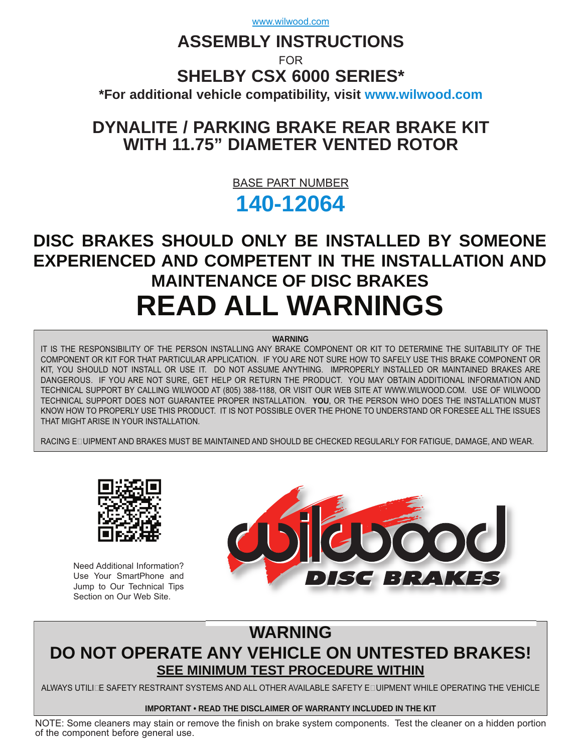www.wilwood.com

# ASSEMBLY INSTRUCTIONS

FOR

# SHELBY CSX 6000 SERIES*

**\*For additional vehicle compatibility, visit www.wilwood.com**

## DYNALITE / PARKING BRAKE REAR BRAKE KIT WITH 11.75" DIAMETER VENTED ROTOR

BASE PART NUMBER

## 140-12064

## DISC BRAKES SHOULD ONLY BE INSTALLED BY SOMEONE EXPERIENCED AND COMPETENT IN THE INSTALLATION AND MAINTENANCE OF DISC BRAKES

# READ ALL WARNINGS

**WARNING**

IT IS THE RESPONSIBILITY OF THE PERSON INSTALLING ANY BRAKE COMPONENT OR KIT TO DETERMINE THE SUITABILITY OF THE COMPONENT OR KIT FOR THAT PARTICULAR APPLICATION. IF YOU ARE NOT SURE HOW TO SAFELY USE THIS BRAKE COMPONENT OR KIT, YOU SHOULD NOT INSTALL OR USE IT. DO NOT ASSUME ANYTHING. IMPROPERLY INSTALLED OR MAINTAINED BRAKES ARE DANGEROUS. IF YOU ARE NOT SURE, GET HELP OR RETURN THE PRODUCT. YOU MAY OBTAIN ADDITIONAL INFORMATION AND TECHNICAL SUPPORT BY CALLING WILWOOD AT (805) 388-1188, OR VISIT OUR WEB SITE AT WWW.WILWOOD.COM. USE OF WILWOOD TECHNICAL SUPPORT DOES NOT GUARANTEE PROPER INSTALLATION. **YOU**, OR THE PERSON WHO DOES THE INSTALLATION MUST KNOW HOW TO PROPERLY USE THIS PRODUCT. IT IS NOT POSSIBLE OVER THE PHONE TO UNDERSTAND OR FORESEE ALL THE ISSUES THAT MIGHT ARISE IN YOUR INSTALLATION.

RACING EQUIPMENT AND BRAKES MUST BE MAINTAINED AND SHOULD BE CHECKED REGULARLY FOR FATIGUE, DAMAGE, AND WEAR.

Need Additional Information? Use Your SmartPhone and Jump to Our Technical Tips Section on Our Web Site.

wilwood DISC BRAKES

## WARNING

## DO NOT OPERATE ANY VEHICLE ON UNTESTED BRAKES!

**SEE MINIMUM TEST PROCEDURE WITHIN**

ALWAYS UTILIZE SAFETY RESTRAINT SYSTEMS AND ALL OTHER AVAILABLE SAFETY EQUIPMENT WHILE OPERATING THE VEHICLE

**IMPORTANT • READ THE DISCLAIMER OF WARRANTY INCLUDED IN THE KIT**

NOTE: Some cleaners may stain or remove the finish on brake system components. Test the cleaner on a hidden portion of the component before general use.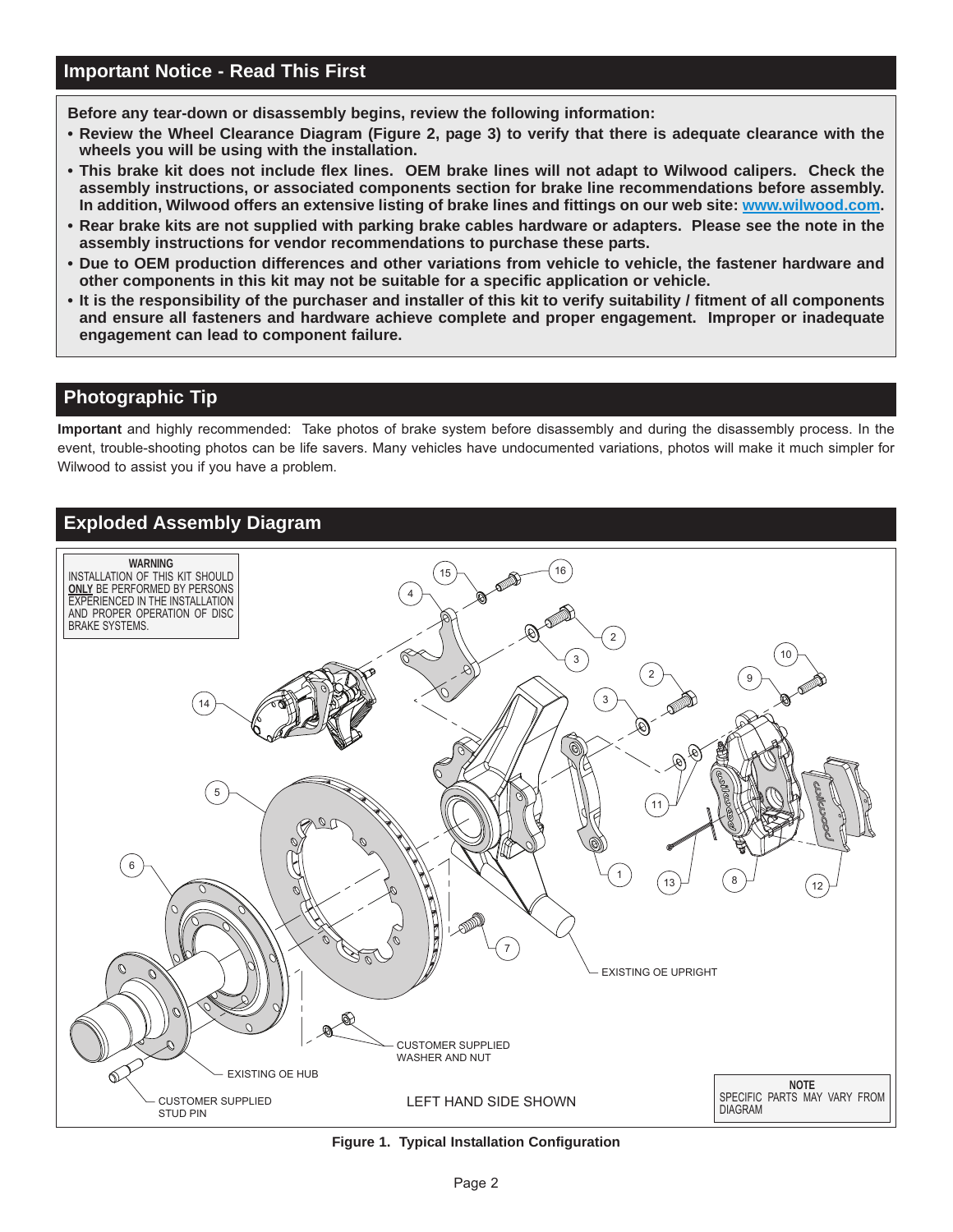## Important Notice - Read This First

**Before any tear-down or disassembly begins, review the following information:**

- **Review the Wheel Clearance Diagram (Figure 2, page 3) to verify that there is adequate clearance with the wheels you will be using with the installation.**
- **This brake kit does not include flex lines. OEM brake lines will not adapt to Wilwood calipers. Check the assembly instructions, or associated components section for brake line recommendations before assembly. In addition, Wilwood offers an extensive listing of brake lines and fittings on our web site: www.wilwood.com.**
- **Rear brake kits are not supplied with parking brake cables hardware or adapters. Please see the note in the assembly instructions for vendor recommendations to purchase these parts.**
- **Due to OEM production differences and other variations from vehicle to vehicle, the fastener hardware and other components in this kit may not be suitable for a specific application or vehicle.**
- **It is the responsibility of the purchaser and installer of this kit to verify suitability / fitment of all components and ensure all fasteners and hardware achieve complete and proper engagement. Improper or inadequate engagement can lead to component failure.**

## Photographic Tip

**Important** and highly recommended: Take photos of brake system before disassembly and during the disassembly process. In the event, trouble-shooting photos can be life savers. Many vehicles have undocumented variations, photos will make it much simpler for Wilwood to assist you if you have a problem.

## Exploded Assembly Diagram

**WARNING**
INSTALLATION OF THIS KIT SHOULD **ONLY** BE PERFORMED BY PERSONS EXPERIENCED IN THE INSTALLATION AND PROPER OPERATION OF DISC BRAKE SYSTEMS.

EXISTING OE UPRIGHT

CUSTOMER SUPPLIED WASHER AND NUT

EXISTING OE HUB

CUSTOMER SUPPLIED STUD PIN

LEFT HAND SIDE SHOWN

**NOTE**
SPECIFIC PARTS MAY VARY FROM DIAGRAM

**Figure 1. Typical Installation Configuration**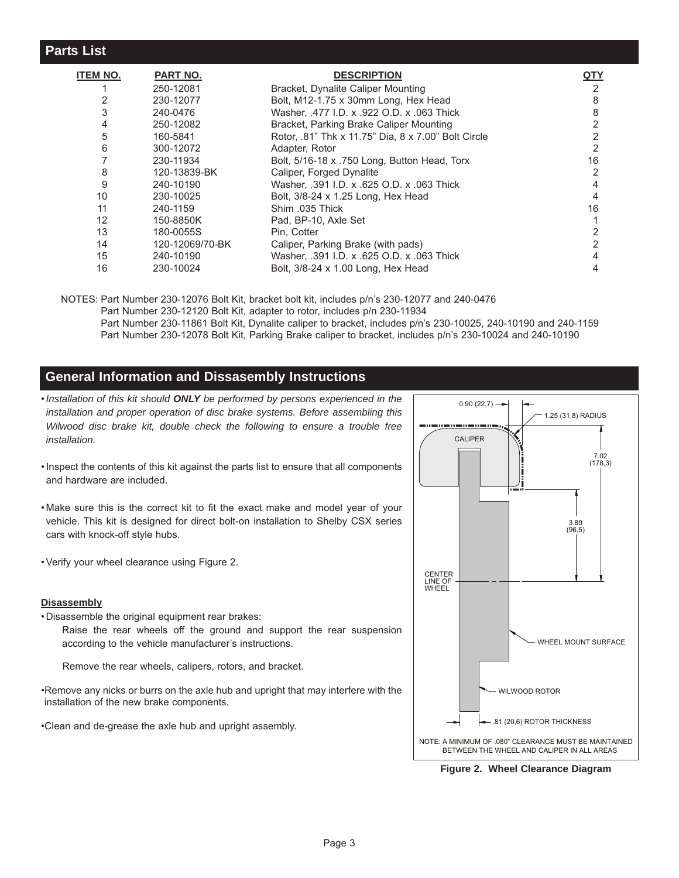## Parts List

| ITEM NO. | PART NO. | DESCRIPTION | QTY |
|---|---|---|---|
| 1 | 250-12081 | Bracket, Dynalite Caliper Mounting | 2 |
| 2 | 230-12077 | Bolt, M12-1.75 x 30mm Long, Hex Head | 8 |
| 3 | 240-0476 | Washer, .477 I.D. x .922 O.D. x .063 Thick | 8 |
| 4 | 250-12082 | Bracket, Parking Brake Caliper Mounting | 2 |
| 5 | 160-5841 | Rotor, .81" Thk x 11.75" Dia, 8 x 7.00" Bolt Circle | 2 |
| 6 | 300-12072 | Adapter, Rotor | 2 |
| 7 | 230-11934 | Bolt, 5/16-18 x .750 Long, Button Head, Torx | 16 |
| 8 | 120-13839-BK | Caliper, Forged Dynalite | 2 |
| 9 | 240-10190 | Washer, .391 I.D. x .625 O.D. x .063 Thick | 4 |
| 10 | 230-10025 | Bolt, 3/8-24 x 1.25 Long, Hex Head | 4 |
| 11 | 240-1159 | Shim .035 Thick | 16 |
| 12 | 150-8850K | Pad, BP-10, Axle Set | 1 |
| 13 | 180-0055S | Pin, Cotter | 2 |
| 14 | 120-12069/70-BK | Caliper, Parking Brake (with pads) | 2 |
| 15 | 240-10190 | Washer, .391 I.D. x .625 O.D. x .063 Thick | 4 |
| 16 | 230-10024 | Bolt, 3/8-24 x 1.00 Long, Hex Head | 4 |

NOTES: Part Number 230-12076 Bolt Kit, bracket bolt kit, includes p/n's 230-12077 and 240-0476
Part Number 230-12120 Bolt Kit, adapter to rotor, includes p/n 230-11934
Part Number 230-11861 Bolt Kit, Dynalite caliper to bracket, includes p/n's 230-10025, 240-10190 and 240-1159
Part Number 230-12078 Bolt Kit, Parking Brake caliper to bracket, includes p/n's 230-10024 and 240-10190

## General Information and Dissasembly Instructions

- *Installation of this kit should* ***ONLY*** *be performed by persons experienced in the installation and proper operation of disc brake systems. Before assembling this Wilwood disc brake kit, double check the following to ensure a trouble free installation.*
- Inspect the contents of this kit against the parts list to ensure that all components and hardware are included.
- Make sure this is the correct kit to fit the exact make and model year of your vehicle. This kit is designed for direct bolt-on installation to Shelby CSX series cars with knock-off style hubs.
- Verify your wheel clearance using Figure 2.

**Disassembly**

- Disassemble the original equipment rear brakes:

  Raise the rear wheels off the ground and support the rear suspension according to the vehicle manufacturer's instructions.

  Remove the rear wheels, calipers, rotors, and bracket.

- Remove any nicks or burrs on the axle hub and upright that may interfere with the installation of the new brake components.
- Clean and de-grease the axle hub and upright assembly.

0.90 (22,7)
1.25 (31,8) RADIUS
CALIPER
7.02 (178,3)
3.80 (96,5)
CENTER LINE OF WHEEL
WHEEL MOUNT SURFACE
WILWOOD ROTOR
.81 (20,6) ROTOR THICKNESS

NOTE: A MINIMUM OF .080" CLEARANCE MUST BE MAINTAINED BETWEEN THE WHEEL AND CALIPER IN ALL AREAS

**Figure 2. Wheel Clearance Diagram**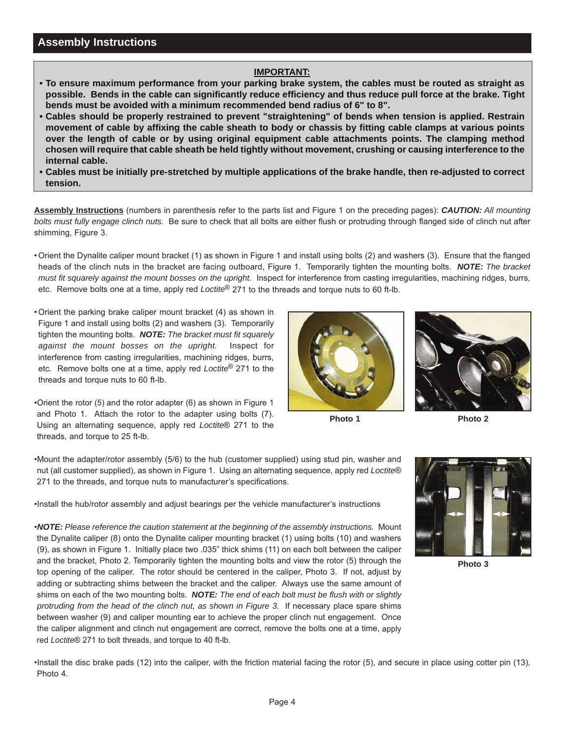## Assembly Instructions

**IMPORTANT:**

- **To ensure maximum performance from your parking brake system, the cables must be routed as straight as possible. Bends in the cable can significantly reduce efficiency and thus reduce pull force at the brake. Tight bends must be avoided with a minimum recommended bend radius of 6" to 8".**
- **Cables should be properly restrained to prevent "straightening" of bends when tension is applied. Restrain movement of cable by affixing the cable sheath to body or chassis by fitting cable clamps at various points over the length of cable or by using original equipment cable attachments points. The clamping method chosen will require that cable sheath be held tightly without movement, crushing or causing interference to the internal cable.**
- **Cables must be initially pre-stretched by multiple applications of the brake handle, then re-adjusted to correct tension.**

Assembly Instructions (numbers in parenthesis refer to the parts list and Figure 1 on the preceding pages): ***CAUTION:*** *All mounting bolts must fully engage clinch nuts.* Be sure to check that all bolts are either flush or protruding through flanged side of clinch nut after shimming, Figure 3.

- Orient the Dynalite caliper mount bracket (1) as shown in Figure 1 and install using bolts (2) and washers (3). Ensure that the flanged heads of the clinch nuts in the bracket are facing outboard, Figure 1. Temporarily tighten the mounting bolts. ***NOTE:*** *The bracket must fit squarely against the mount bosses on the upright.* Inspect for interference from casting irregularities, machining ridges, burrs, etc. Remove bolts one at a time, apply red *Loctite®* 271 to the threads and torque nuts to 60 ft-lb.

- Orient the parking brake caliper mount bracket (4) as shown in Figure 1 and install using bolts (2) and washers (3). Temporarily tighten the mounting bolts. ***NOTE:*** *The bracket must fit squarely against the mount bosses on the upright.* Inspect for interference from casting irregularities, machining ridges, burrs, etc. Remove bolts one at a time, apply red *Loctite®* 271 to the threads and torque nuts to 60 ft-lb.

- Orient the rotor (5) and the rotor adapter (6) as shown in Figure 1 and Photo 1. Attach the rotor to the adapter using bolts (7). Using an alternating sequence, apply red *Loctite®* 271 to the threads, and torque to 25 ft-lb.

Photo 1

Photo 2

- Mount the adapter/rotor assembly (5/6) to the hub (customer supplied) using stud pin, washer and nut (all customer supplied), as shown in Figure 1. Using an alternating sequence, apply red *Loctite®* 271 to the threads, and torque nuts to manufacturer's specifications.

- Install the hub/rotor assembly and adjust bearings per the vehicle manufacturer's instructions

- ***NOTE:*** *Please reference the caution statement at the beginning of the assembly instructions.* Mount the Dynalite caliper (8) onto the Dynalite caliper mounting bracket (1) using bolts (10) and washers (9), as shown in Figure 1. Initially place two .035" thick shims (11) on each bolt between the caliper and the bracket, Photo 2. Temporarily tighten the mounting bolts and view the rotor (5) through the top opening of the caliper. The rotor should be centered in the caliper, Photo 3. If not, adjust by adding or subtracting shims between the bracket and the caliper. Always use the same amount of shims on each of the two mounting bolts. ***NOTE:*** *The end of each bolt must be flush with or slightly protruding from the head of the clinch nut, as shown in Figure 3.* If necessary place spare shims between washer (9) and caliper mounting ear to achieve the proper clinch nut engagement. Once the caliper alignment and clinch nut engagement are correct, remove the bolts one at a time, apply red *Loctite®* 271 to bolt threads, and torque to 40 ft-lb.

Photo 3

- Install the disc brake pads (12) into the caliper, with the friction material facing the rotor (5), and secure in place using cotter pin (13), Photo 4.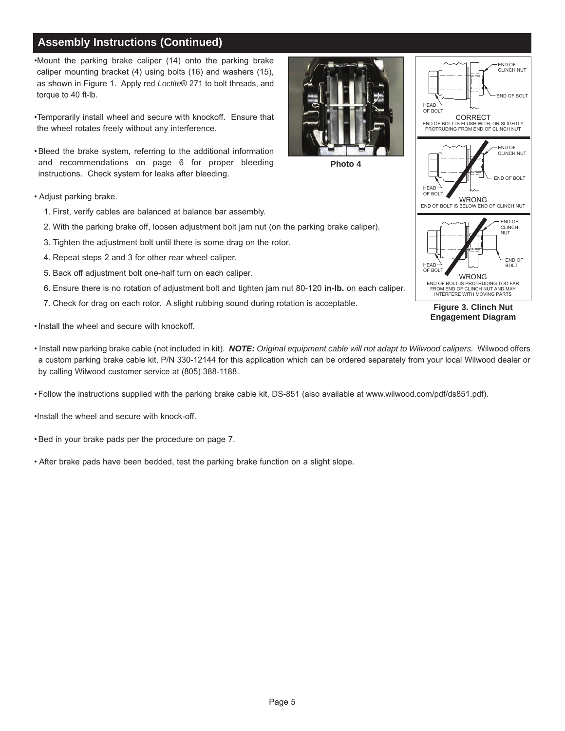## Assembly Instructions (Continued)

- Mount the parking brake caliper (14) onto the parking brake caliper mounting bracket (4) using bolts (16) and washers (15), as shown in Figure 1. Apply red *Loctite®* 271 to bolt threads, and torque to 40 ft-lb.
- Temporarily install wheel and secure with knockoff. Ensure that the wheel rotates freely without any interference.
- Bleed the brake system, referring to the additional information and recommendations on page 6 for proper bleeding instructions. Check system for leaks after bleeding.

Photo 4

END OF CLINCH NUT
END OF BOLT
HEAD OF BOLT
CORRECT
END OF BOLT IS FLUSH WITH, OR SLIGHTLY PROTRUDING FROM END OF CLINCH NUT

END OF CLINCH NUT
END OF BOLT
HEAD OF BOLT
WRONG
END OF BOLT IS BELOW END OF CLINCH NUT

END OF CLINCH NUT
END OF BOLT
HEAD OF BOLT
WRONG
END OF BOLT IS PROTRUDING TOO FAR FROM END OF CLINCH NUT AND MAY INTERFERE WITH MOVING PARTS

**Figure 3. Clinch Nut Engagement Diagram**

- Adjust parking brake.
  1. First, verify cables are balanced at balance bar assembly.
  2. With the parking brake off, loosen adjustment bolt jam nut (on the parking brake caliper).
  3. Tighten the adjustment bolt until there is some drag on the rotor.
  4. Repeat steps 2 and 3 for other rear wheel caliper.
  5. Back off adjustment bolt one-half turn on each caliper.
  6. Ensure there is no rotation of adjustment bolt and tighten jam nut 80-120 **in-lb.** on each caliper.
  7. Check for drag on each rotor. A slight rubbing sound during rotation is acceptable.
- Install the wheel and secure with knockoff.
- Install new parking brake cable (not included in kit). ***NOTE:*** *Original equipment cable will not adapt to Wilwood calipers.* Wilwood offers a custom parking brake cable kit, P/N 330-12144 for this application which can be ordered separately from your local Wilwood dealer or by calling Wilwood customer service at (805) 388-1188.
- Follow the instructions supplied with the parking brake cable kit, DS-851 (also available at www.wilwood.com/pdf/ds851.pdf).
- Install the wheel and secure with knock-off.
- Bed in your brake pads per the procedure on page 7.
- After brake pads have been bedded, test the parking brake function on a slight slope.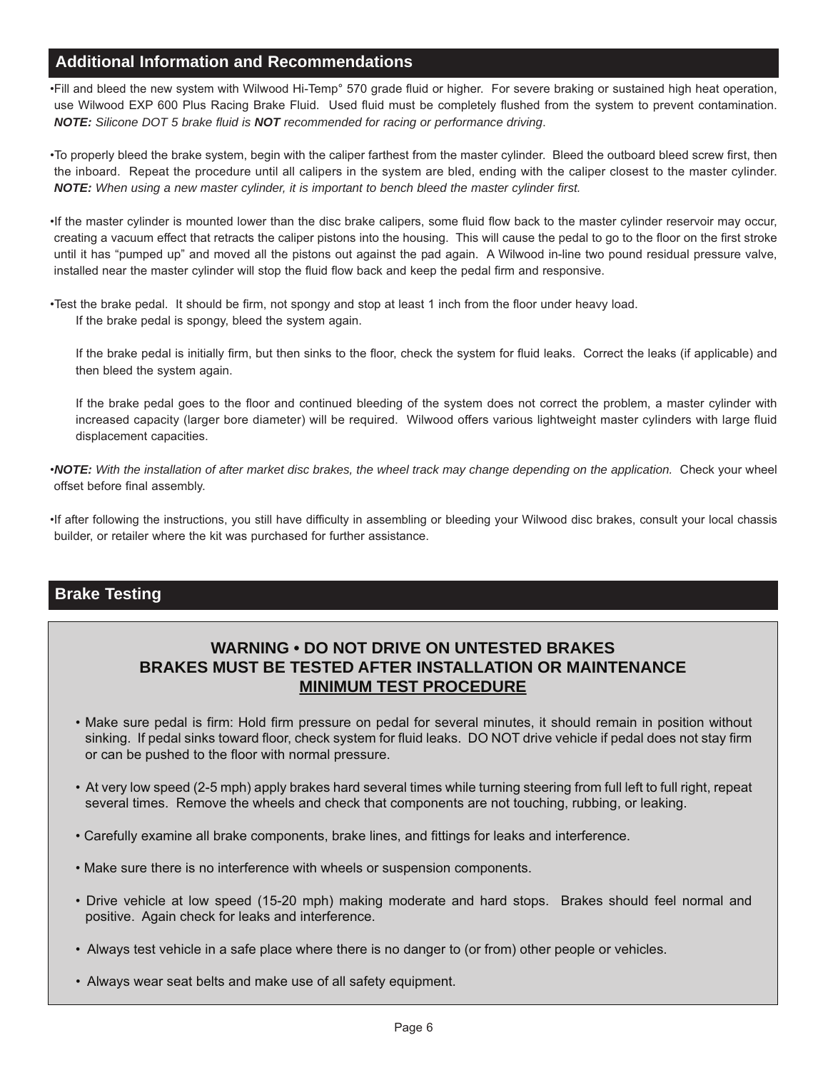## Additional Information and Recommendations

- Fill and bleed the new system with Wilwood Hi-Temp° 570 grade fluid or higher. For severe braking or sustained high heat operation, use Wilwood EXP 600 Plus Racing Brake Fluid. Used fluid must be completely flushed from the system to prevent contamination. ***NOTE:*** *Silicone DOT 5 brake fluid is* ***NOT*** *recommended for racing or performance driving*.

- To properly bleed the brake system, begin with the caliper farthest from the master cylinder. Bleed the outboard bleed screw first, then the inboard. Repeat the procedure until all calipers in the system are bled, ending with the caliper closest to the master cylinder. ***NOTE:*** *When using a new master cylinder, it is important to bench bleed the master cylinder first.*

- If the master cylinder is mounted lower than the disc brake calipers, some fluid flow back to the master cylinder reservoir may occur, creating a vacuum effect that retracts the caliper pistons into the housing. This will cause the pedal to go to the floor on the first stroke until it has "pumped up" and moved all the pistons out against the pad again. A Wilwood in-line two pound residual pressure valve, installed near the master cylinder will stop the fluid flow back and keep the pedal firm and responsive.

- Test the brake pedal. It should be firm, not spongy and stop at least 1 inch from the floor under heavy load.

  If the brake pedal is spongy, bleed the system again.

  If the brake pedal is initially firm, but then sinks to the floor, check the system for fluid leaks. Correct the leaks (if applicable) and then bleed the system again.

  If the brake pedal goes to the floor and continued bleeding of the system does not correct the problem, a master cylinder with increased capacity (larger bore diameter) will be required. Wilwood offers various lightweight master cylinders with large fluid displacement capacities.

- ***NOTE:*** *With the installation of after market disc brakes, the wheel track may change depending on the application.* Check your wheel offset before final assembly.

- If after following the instructions, you still have difficulty in assembling or bleeding your Wilwood disc brakes, consult your local chassis builder, or retailer where the kit was purchased for further assistance.

## Brake Testing

**WARNING • DO NOT DRIVE ON UNTESTED BRAKES**
**BRAKES MUST BE TESTED AFTER INSTALLATION OR MAINTENANCE**
**MINIMUM TEST PROCEDURE**

- Make sure pedal is firm: Hold firm pressure on pedal for several minutes, it should remain in position without sinking. If pedal sinks toward floor, check system for fluid leaks. DO NOT drive vehicle if pedal does not stay firm or can be pushed to the floor with normal pressure.

- At very low speed (2-5 mph) apply brakes hard several times while turning steering from full left to full right, repeat several times. Remove the wheels and check that components are not touching, rubbing, or leaking.

- Carefully examine all brake components, brake lines, and fittings for leaks and interference.

- Make sure there is no interference with wheels or suspension components.

- Drive vehicle at low speed (15-20 mph) making moderate and hard stops. Brakes should feel normal and positive. Again check for leaks and interference.

- Always test vehicle in a safe place where there is no danger to (or from) other people or vehicles.

- Always wear seat belts and make use of all safety equipment.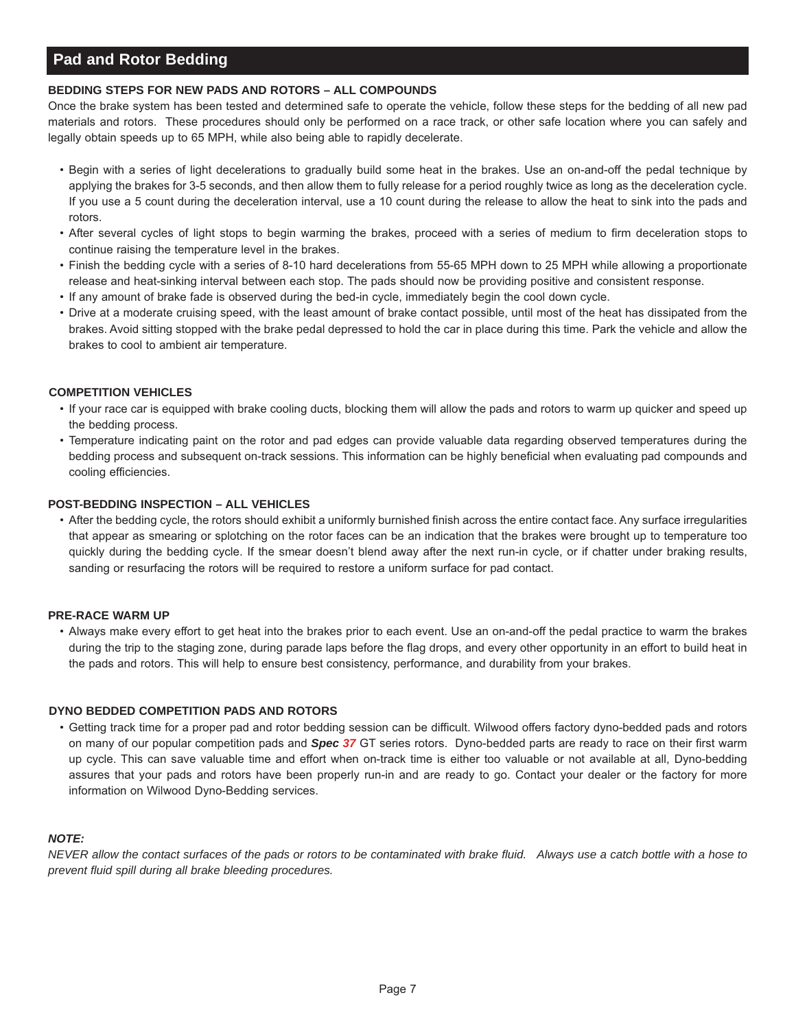## Pad and Rotor Bedding

**BEDDING STEPS FOR NEW PADS AND ROTORS – ALL COMPOUNDS**

Once the brake system has been tested and determined safe to operate the vehicle, follow these steps for the bedding of all new pad materials and rotors. These procedures should only be performed on a race track, or other safe location where you can safely and legally obtain speeds up to 65 MPH, while also being able to rapidly decelerate.

- Begin with a series of light decelerations to gradually build some heat in the brakes. Use an on-and-off the pedal technique by applying the brakes for 3-5 seconds, and then allow them to fully release for a period roughly twice as long as the deceleration cycle. If you use a 5 count during the deceleration interval, use a 10 count during the release to allow the heat to sink into the pads and rotors.
- After several cycles of light stops to begin warming the brakes, proceed with a series of medium to firm deceleration stops to continue raising the temperature level in the brakes.
- Finish the bedding cycle with a series of 8-10 hard decelerations from 55-65 MPH down to 25 MPH while allowing a proportionate release and heat-sinking interval between each stop. The pads should now be providing positive and consistent response.
- If any amount of brake fade is observed during the bed-in cycle, immediately begin the cool down cycle.
- Drive at a moderate cruising speed, with the least amount of brake contact possible, until most of the heat has dissipated from the brakes. Avoid sitting stopped with the brake pedal depressed to hold the car in place during this time. Park the vehicle and allow the brakes to cool to ambient air temperature.

**COMPETITION VEHICLES**

- If your race car is equipped with brake cooling ducts, blocking them will allow the pads and rotors to warm up quicker and speed up the bedding process.
- Temperature indicating paint on the rotor and pad edges can provide valuable data regarding observed temperatures during the bedding process and subsequent on-track sessions. This information can be highly beneficial when evaluating pad compounds and cooling efficiencies.

**POST-BEDDING INSPECTION – ALL VEHICLES**

- After the bedding cycle, the rotors should exhibit a uniformly burnished finish across the entire contact face. Any surface irregularities that appear as smearing or splotching on the rotor faces can be an indication that the brakes were brought up to temperature too quickly during the bedding cycle. If the smear doesn't blend away after the next run-in cycle, or if chatter under braking results, sanding or resurfacing the rotors will be required to restore a uniform surface for pad contact.

**PRE-RACE WARM UP**

- Always make every effort to get heat into the brakes prior to each event. Use an on-and-off the pedal practice to warm the brakes during the trip to the staging zone, during parade laps before the flag drops, and every other opportunity in an effort to build heat in the pads and rotors. This will help to ensure best consistency, performance, and durability from your brakes.

**DYNO BEDDED COMPETITION PADS AND ROTORS**

- Getting track time for a proper pad and rotor bedding session can be difficult. Wilwood offers factory dyno-bedded pads and rotors on many of our popular competition pads and ***Spec 37*** GT series rotors. Dyno-bedded parts are ready to race on their first warm up cycle. This can save valuable time and effort when on-track time is either too valuable or not available at all, Dyno-bedding assures that your pads and rotors have been properly run-in and are ready to go. Contact your dealer or the factory for more information on Wilwood Dyno-Bedding services.

***NOTE:***

*NEVER allow the contact surfaces of the pads or rotors to be contaminated with brake fluid. Always use a catch bottle with a hose to prevent fluid spill during all brake bleeding procedures.*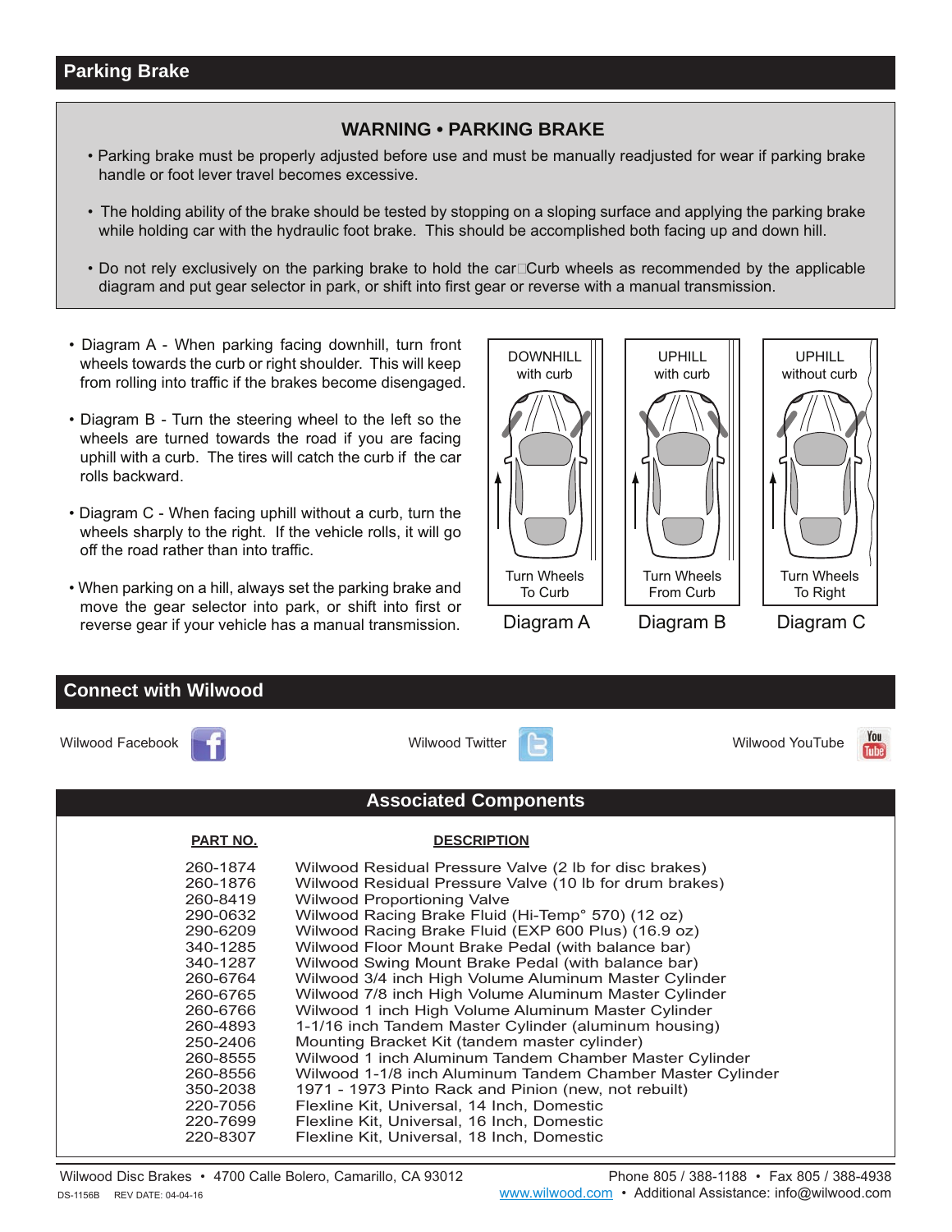## Parking Brake

### WARNING • PARKING BRAKE

- Parking brake must be properly adjusted before use and must be manually readjusted for wear if parking brake handle or foot lever travel becomes excessive.
- The holding ability of the brake should be tested by stopping on a sloping surface and applying the parking brake while holding car with the hydraulic foot brake. This should be accomplished both facing up and down hill.
- Do not rely exclusively on the parking brake to hold the car Curb wheels as recommended by the applicable diagram and put gear selector in park, or shift into first gear or reverse with a manual transmission.

- Diagram A - When parking facing downhill, turn front wheels towards the curb or right shoulder. This will keep from rolling into traffic if the brakes become disengaged.
- Diagram B - Turn the steering wheel to the left so the wheels are turned towards the road if you are facing uphill with a curb. The tires will catch the curb if the car rolls backward.
- Diagram C - When facing uphill without a curb, turn the wheels sharply to the right. If the vehicle rolls, it will go off the road rather than into traffic.
- When parking on a hill, always set the parking brake and move the gear selector into park, or shift into first or reverse gear if your vehicle has a manual transmission.

DOWNHILL
with curb
Turn Wheels
To Curb
Diagram A

UPHILL
with curb
Turn Wheels
From Curb
Diagram B

UPHILL
without curb
Turn Wheels
To Right
Diagram C

## Connect with Wilwood

Wilwood Facebook    Wilwood Twitter    Wilwood YouTube

## Associated Components

| PART NO. | DESCRIPTION |
|---|---|
| 260-1874 | Wilwood Residual Pressure Valve (2 lb for disc brakes) |
| 260-1876 | Wilwood Residual Pressure Valve (10 lb for drum brakes) |
| 260-8419 | Wilwood Proportioning Valve |
| 290-0632 | Wilwood Racing Brake Fluid (Hi-Temp° 570) (12 oz) |
| 290-6209 | Wilwood Racing Brake Fluid (EXP 600 Plus) (16.9 oz) |
| 340-1285 | Wilwood Floor Mount Brake Pedal (with balance bar) |
| 340-1287 | Wilwood Swing Mount Brake Pedal (with balance bar) |
| 260-6764 | Wilwood 3/4 inch High Volume Aluminum Master Cylinder |
| 260-6765 | Wilwood 7/8 inch High Volume Aluminum Master Cylinder |
| 260-6766 | Wilwood 1 inch High Volume Aluminum Master Cylinder |
| 260-4893 | 1-1/16 inch Tandem Master Cylinder (aluminum housing) |
| 250-2406 | Mounting Bracket Kit (tandem master cylinder) |
| 260-8555 | Wilwood 1 inch Aluminum Tandem Chamber Master Cylinder |
| 260-8556 | Wilwood 1-1/8 inch Aluminum Tandem Chamber Master Cylinder |
| 350-2038 | 1971 - 1973 Pinto Rack and Pinion (new, not rebuilt) |
| 220-7056 | Flexline Kit, Universal, 14 Inch, Domestic |
| 220-7699 | Flexline Kit, Universal, 16 Inch, Domestic |
| 220-8307 | Flexline Kit, Universal, 18 Inch, Domestic |

Wilwood Disc Brakes • 4700 Calle Bolero, Camarillo, CA 93012
Phone 805 / 388-1188 • Fax 805 / 388-4938
www.wilwood.com • Additional Assistance: info@wilwood.com

DS-1156B REV DATE: 04-04-16